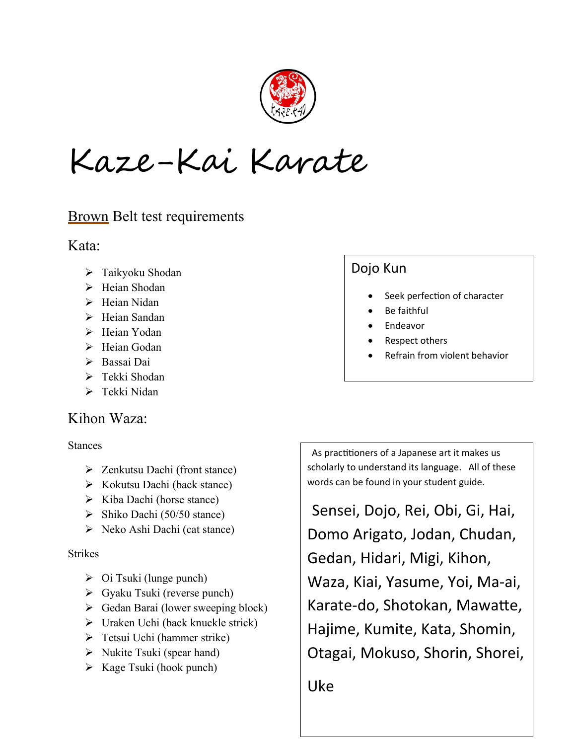# Kaze-Kai Karate

## Brown Belt test requirements

### Kata:

- Taikyoku Shodan
- Heian Shodan
- Heian Nidan
- Heian Sandan
- Heian Yodan
- Heian Godan
- Bassai Dai
- Tekki Shodan
- Tekki Nidan

### Kihon Waza:

Stances

- Zenkutsu Dachi (front stance)
- Kokutsu Dachi (back stance)
- Kiba Dachi (horse stance)
- Shiko Dachi (50/50 stance)
- Neko Ashi Dachi (cat stance)

Strikes

- Oi Tsuki (lunge punch)
- Gyaku Tsuki (reverse punch)
- Gedan Barai (lower sweeping block)
- Uraken Uchi (back knuckle strick)
- Tetsui Uchi (hammer strike)
- Nukite Tsuki (spear hand)
- Kage Tsuki (hook punch)

Dojo Kun

- Seek perfection of character
- Be faithful
- Endeavor
- Respect others
- Refrain from violent behavior

As practitioners of a Japanese art it makes us scholarly to understand its language. All of these words can be found in your student guide.

Sensei, Dojo, Rei, Obi, Gi, Hai, Domo Arigato, Jodan, Chudan, Gedan, Hidari, Migi, Kihon, Waza, Kiai, Yasume, Yoi, Ma-ai, Karate-do, Shotokan, Mawatte, Hajime, Kumite, Kata, Shomin, Otagai, Mokuso, Shorin, Shorei, Uke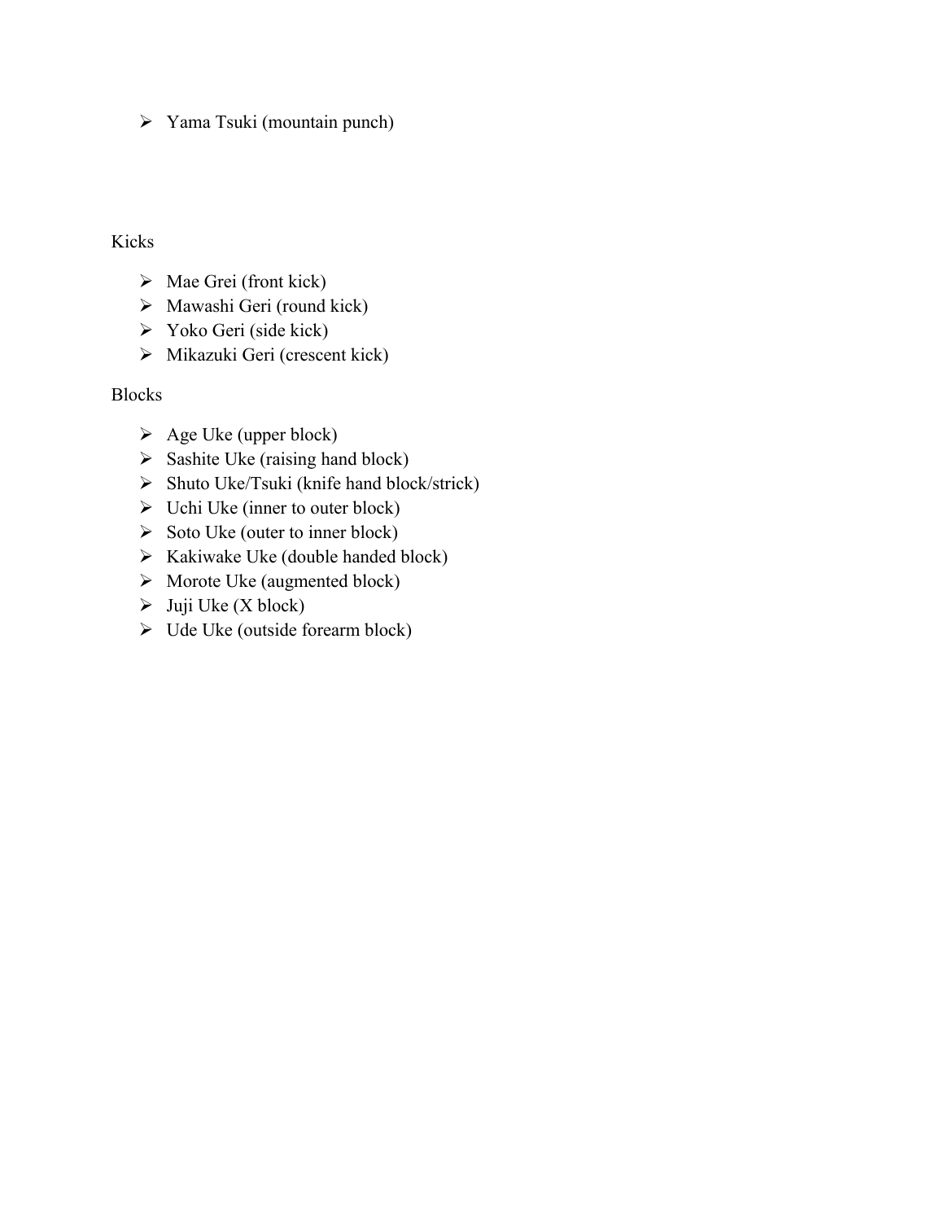- Yama Tsuki (mountain punch)

Kicks

- Mae Grei (front kick)
- Mawashi Geri (round kick)
- Yoko Geri (side kick)
- Mikazuki Geri (crescent kick)

Blocks

- Age Uke (upper block)
- Sashite Uke (raising hand block)
- Shuto Uke/Tsuki (knife hand block/strick)
- Uchi Uke (inner to outer block)
- Soto Uke (outer to inner block)
- Kakiwake Uke (double handed block)
- Morote Uke (augmented block)
- Juji Uke (X block)
- Ude Uke (outside forearm block)